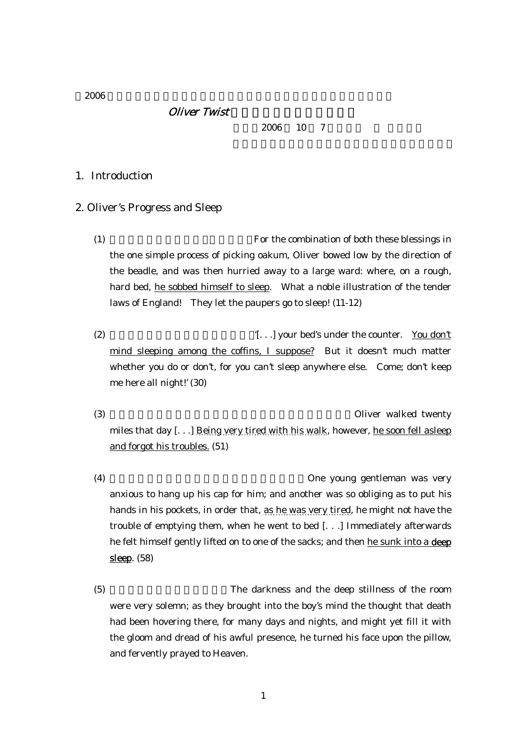2006

*Oliver Twist*

2006 10 7

## 1. Introduction

## 2. Oliver's Progress and Sleep

(1) For the combination of both these blessings in the one simple process of picking oakum, Oliver bowed low by the direction of the beadle, and was then hurried away to a large ward: where, on a rough, hard bed, he sobbed himself to sleep. What a noble illustration of the tender laws of England! They let the paupers go to sleep! (11-12)

(2) '[. . .] your bed's under the counter. You don't mind sleeping among the coffins, I suppose? But it doesn't much matter whether you do or don't, for you can't sleep anywhere else. Come; don't keep me here all night!' (30)

(3) Oliver walked twenty miles that day [. . .] Being very tired with his walk, however, he soon fell asleep and forgot his troubles. (51)

(4) One young gentleman was very anxious to hang up his cap for him; and another was so obliging as to put his hands in his pockets, in order that, as he was very tired, he might not have the trouble of emptying them, when he went to bed [. . .] Immediately afterwards he felt himself gently lifted on to one of the sacks; and then he sunk into a **deep sleep**. (58)

(5) The darkness and the deep stillness of the room were very solemn; as they brought into the boy's mind the thought that death had been hovering there, for many days and nights, and might yet fill it with the gloom and dread of his awful presence, he turned his face upon the pillow, and fervently prayed to Heaven.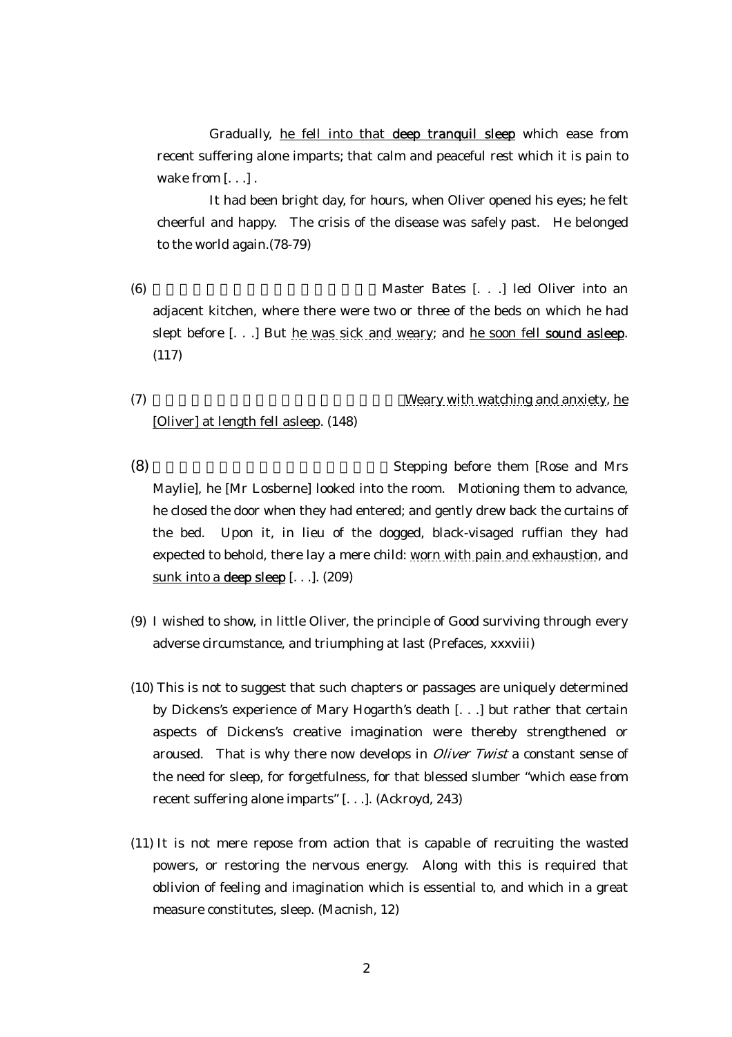Gradually, he fell into that **deep tranquil sleep** which ease from recent suffering alone imparts; that calm and peaceful rest which it is pain to wake from [. . .] .

It had been bright day, for hours, when Oliver opened his eyes; he felt cheerful and happy. The crisis of the disease was safely past. He belonged to the world again.(78-79)

(6) Master Bates [. . .] led Oliver into an adjacent kitchen, where there were two or three of the beds on which he had slept before [. . .] But he was sick and weary; and he soon fell **sound asleep**. (117)

(7) Weary with watching and anxiety, he [Oliver] at length fell asleep. (148)

(8) Stepping before them [Rose and Mrs Maylie], he [Mr Losberne] looked into the room. Motioning them to advance, he closed the door when they had entered; and gently drew back the curtains of the bed. Upon it, in lieu of the dogged, black-visaged ruffian they had expected to behold, there lay a mere child: worn with pain and exhaustion, and sunk into a **deep sleep** [. . .]. (209)

(9) I wished to show, in little Oliver, the principle of Good surviving through every adverse circumstance, and triumphing at last (Prefaces, xxxviii)

(10) This is not to suggest that such chapters or passages are uniquely determined by Dickens's experience of Mary Hogarth's death [. . .] but rather that certain aspects of Dickens's creative imagination were thereby strengthened or aroused. That is why there now develops in *Oliver Twist* a constant sense of the need for sleep, for forgetfulness, for that blessed slumber "which ease from recent suffering alone imparts" [. . .]. (Ackroyd, 243)

(11) It is not mere repose from action that is capable of recruiting the wasted powers, or restoring the nervous energy. Along with this is required that oblivion of feeling and imagination which is essential to, and which in a great measure constitutes, sleep. (Macnish, 12)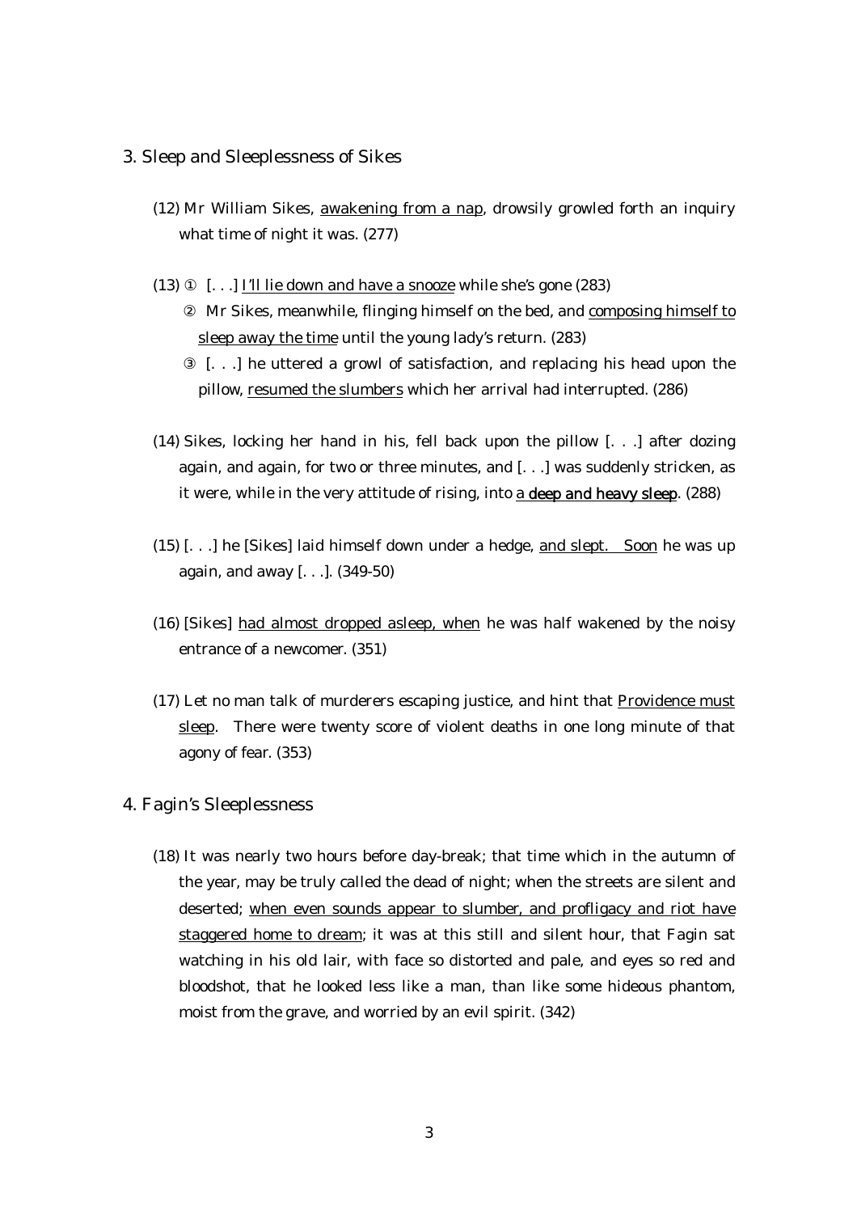## 3. Sleep and Sleeplessness of Sikes

(12) Mr William Sikes, <u>awakening from a nap</u>, drowsily growled forth an inquiry what time of night it was. (277)

(13) ① [. . .] <u>I'll lie down and have a snooze</u> while she's gone (283)

② Mr Sikes, meanwhile, flinging himself on the bed, and <u>composing himself to sleep away the time</u> until the young lady's return. (283)

③ [. . .] he uttered a growl of satisfaction, and replacing his head upon the pillow, <u>resumed the slumbers</u> which her arrival had interrupted. (286)

(14) Sikes, locking her hand in his, fell back upon the pillow [. . .] after dozing again, and again, for two or three minutes, and [. . .] was suddenly stricken, as it were, while in the very attitude of rising, into <u>a **deep and heavy sleep**</u>. (288)

(15) [. . .] he [Sikes] laid himself down under a hedge, <u>and slept. Soon</u> he was up again, and away [. . .]. (349-50)

(16) [Sikes] <u>had almost dropped asleep, when</u> he was half wakened by the noisy entrance of a newcomer. (351)

(17) Let no man talk of murderers escaping justice, and hint that <u>Providence must sleep</u>. There were twenty score of violent deaths in one long minute of that agony of fear. (353)

## 4. Fagin's Sleeplessness

(18) It was nearly two hours before day-break; that time which in the autumn of the year, may be truly called the dead of night; when the streets are silent and deserted; <u>when even sounds appear to slumber, and profligacy and riot have staggered home to dream</u>; it was at this still and silent hour, that Fagin sat watching in his old lair, with face so distorted and pale, and eyes so red and bloodshot, that he looked less like a man, than like some hideous phantom, moist from the grave, and worried by an evil spirit. (342)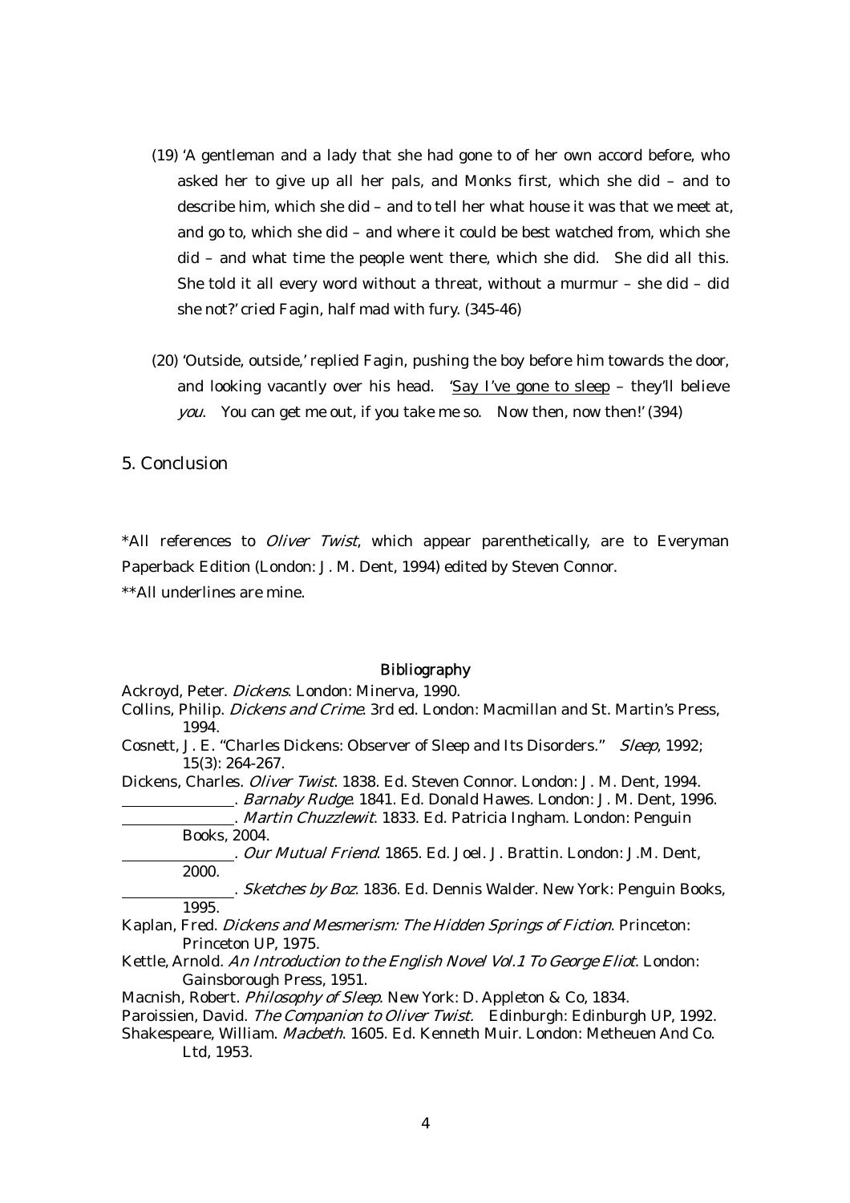(19) 'A gentleman and a lady that she had gone to of her own accord before, who asked her to give up all her pals, and Monks first, which she did – and to describe him, which she did – and to tell her what house it was that we meet at, and go to, which she did – and where it could be best watched from, which she did – and what time the people went there, which she did. She did all this. She told it all every word without a threat, without a murmur – she did – did she not?' cried Fagin, half mad with fury. (345-46)

(20) 'Outside, outside,' replied Fagin, pushing the boy before him towards the door, and looking vacantly over his head. '<u>Say I've gone to sleep</u> – they'll believe *you*. You can get me out, if you take me so. Now then, now then!' (394)

## 5. Conclusion

*All references to *Oliver Twist*, which appear parenthetically, are to Everyman Paperback Edition (London: J. M. Dent, 1994) edited by Steven Connor.

**All underlines are mine.

### Bibliography

Ackroyd, Peter. *Dickens*. London: Minerva, 1990.

Collins, Philip. *Dickens and Crime*. 3rd ed. London: Macmillan and St. Martin's Press, 1994.

Cosnett, J. E. "Charles Dickens: Observer of Sleep and Its Disorders." *Sleep*, 1992; 15(3): 264-267.

Dickens, Charles. *Oliver Twist*. 1838. Ed. Steven Connor. London: J. M. Dent, 1994.

\_\_\_\_\_\_\_\_\_\_\_\_. *Barnaby Rudge*. 1841. Ed. Donald Hawes. London: J. M. Dent, 1996.

\_\_\_\_\_\_\_\_\_\_\_\_. *Martin Chuzzlewit*. 1833. Ed. Patricia Ingham. London: Penguin Books, 2004.

\_\_\_\_\_\_\_\_\_\_\_\_. *Our Mutual Friend*. 1865. Ed. Joel. J. Brattin. London: J.M. Dent, 2000.

\_\_\_\_\_\_\_\_\_\_\_\_. *Sketches by Boz*. 1836. Ed. Dennis Walder. New York: Penguin Books, 1995.

Kaplan, Fred. *Dickens and Mesmerism: The Hidden Springs of Fiction*. Princeton: Princeton UP, 1975.

Kettle, Arnold. *An Introduction to the English Novel Vol.1 To George Eliot*. London: Gainsborough Press, 1951.

Macnish, Robert. *Philosophy of Sleep*. New York: D. Appleton & Co, 1834.

Paroissien, David. *The Companion to Oliver Twist*. Edinburgh: Edinburgh UP, 1992.

Shakespeare, William. *Macbeth*. 1605. Ed. Kenneth Muir. London: Metheuen And Co. Ltd, 1953.